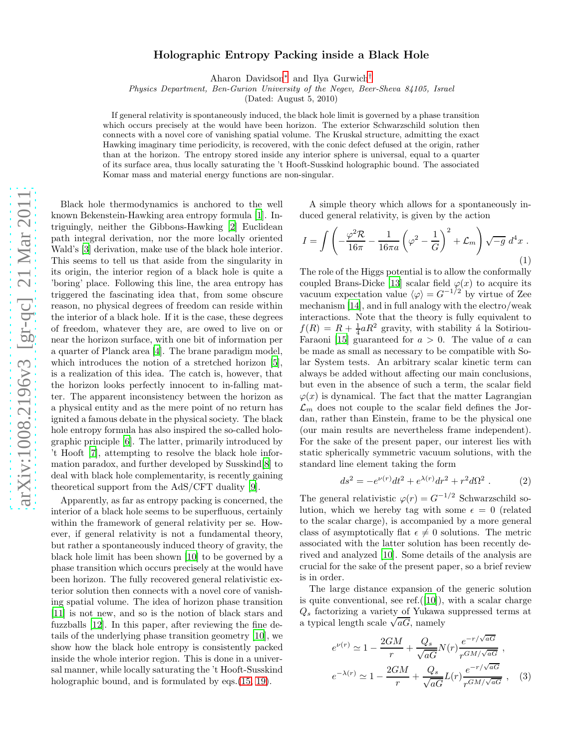# Holographic Entropy Packing inside a Black Hole

Aharon Davidson* and Ilya Gurwich†

*Physics Department, Ben-Gurion University of the Negev, Beer-Sheva 84105, Israel*

(Dated: August 5, 2010)

If general relativity is spontaneously induced, the black hole limit is governed by a phase transition which occurs precisely at the would have been horizon. The exterior Schwarzschild solution then connects with a novel core of vanishing spatial volume. The Kruskal structure, admitting the exact Hawking imaginary time periodicity, is recovered, with the conic defect defused at the origin, rather than at the horizon. The entropy stored inside any interior sphere is universal, equal to a quarter of its surface area, thus locally saturating the 't Hooft-Susskind holographic bound. The associated Komar mass and material energy functions are non-singular.

Black hole thermodynamics is anchored to the well known Bekenstein-Hawking area entropy formula [1]. Intriguingly, neither the Gibbons-Hawking [2] Euclidean path integral derivation, nor the more locally oriented Wald's [3] derivation, make use of the black hole interior. This seems to tell us that aside from the singularity in its origin, the interior region of a black hole is quite a 'boring' place. Following this line, the area entropy has triggered the fascinating idea that, from some obscure reason, no physical degrees of freedom can reside within the interior of a black hole. If it is the case, these degrees of freedom, whatever they are, are owed to live on or near the horizon surface, with one bit of information per a quarter of Planck area [4]. The brane paradigm model, which introduces the notion of a stretched horizon [5], is a realization of this idea. The catch is, however, that the horizon looks perfectly innocent to in-falling matter. The apparent inconsistency between the horizon as a physical entity and as the mere point of no return has ignited a famous debate in the physical society. The black hole entropy formula has also inspired the so-called holographic principle [6]. The latter, primarily introduced by 't Hooft [7], attempting to resolve the black hole information paradox, and further developed by Susskind[8] to deal with black hole complementarity, is recently gaining theoretical support from the AdS/CFT duality [9].

Apparently, as far as entropy packing is concerned, the interior of a black hole seems to be superfluous, certainly within the framework of general relativity per se. However, if general relativity is not a fundamental theory, but rather a spontaneously induced theory of gravity, the black hole limit has been shown [10] to be governed by a phase transition which occurs precisely at the would have been horizon. The fully recovered general relativistic exterior solution then connects with a novel core of vanishing spatial volume. The idea of horizon phase transition [11] is not new, and so is the notion of black stars and fuzzballs [12]. In this paper, after reviewing the fine details of the underlying phase transition geometry [10], we show how the black hole entropy is consistently packed inside the whole interior region. This is done in a universal manner, while locally saturating the 't Hooft-Susskind holographic bound, and is formulated by eqs.(15, 19).

A simple theory which allows for a spontaneously induced general relativity, is given by the action

$$I = \int \left( -\frac{\varphi^2 \mathcal{R}}{16\pi} - \frac{1}{16\pi a}\left(\varphi^2 - \frac{1}{G}\right)^2 + \mathcal{L}_m \right)\sqrt{-g}\ d^4x \ . \tag{1}$$

The role of the Higgs potential is to allow the conformally coupled Brans-Dicke [13] scalar field $\varphi(x)$ to acquire its vacuum expectation value $\langle\varphi\rangle = G^{-1/2}$ by virtue of Zee mechanism [14], and in full analogy with the electro/weak interactions. Note that the theory is fully equivalent to $f(R) = R + \frac{1}{4}aR^2$ gravity, with stability á la Sotiriou-Faraoni [15] guaranteed for $a > 0$. The value of $a$ can be made as small as necessary to be compatible with Solar System tests. An arbitrary scalar kinetic term can always be added without affecting our main conclusions, but even in the absence of such a term, the scalar field $\varphi(x)$ is dynamical. The fact that the matter Lagrangian $\mathcal{L}_m$ does not couple to the scalar field defines the Jordan, rather than Einstein, frame to be the physical one (our main results are nevertheless frame independent). For the sake of the present paper, our interest lies with static spherically symmetric vacuum solutions, with the standard line element taking the form

$$ds^2 = -e^{\nu(r)}dt^2 + e^{\lambda(r)}dr^2 + r^2 d\Omega^2 \ . \tag{2}$$

The general relativistic $\varphi(r) = G^{-1/2}$ Schwarzschild solution, which we hereby tag with some $\epsilon = 0$ (related to the scalar charge), is accompanied by a more general class of asymptotically flat $\epsilon \neq 0$ solutions. The metric associated with the latter solution has been recently derived and analyzed [10]. Some details of the analysis are crucial for the sake of the present paper, so a brief review is in order.

The large distance expansion of the generic solution is quite conventional, see ref.([10]), with a scalar charge $Q_s$ factorizing a variety of Yukawa suppressed terms at a typical length scale $\sqrt{aG}$, namely

$$e^{\nu(r)} \simeq 1 - \frac{2GM}{r} + \frac{Q_s}{\sqrt{aG}}N(r)\frac{e^{-r/\sqrt{aG}}}{r^{GM/\sqrt{aG}}} \ ,$$
$$e^{-\lambda(r)} \simeq 1 - \frac{2GM}{r} + \frac{Q_s}{\sqrt{aG}}L(r)\frac{e^{-r/\sqrt{aG}}}{r^{GM/\sqrt{aG}}} \ , \tag{3}$$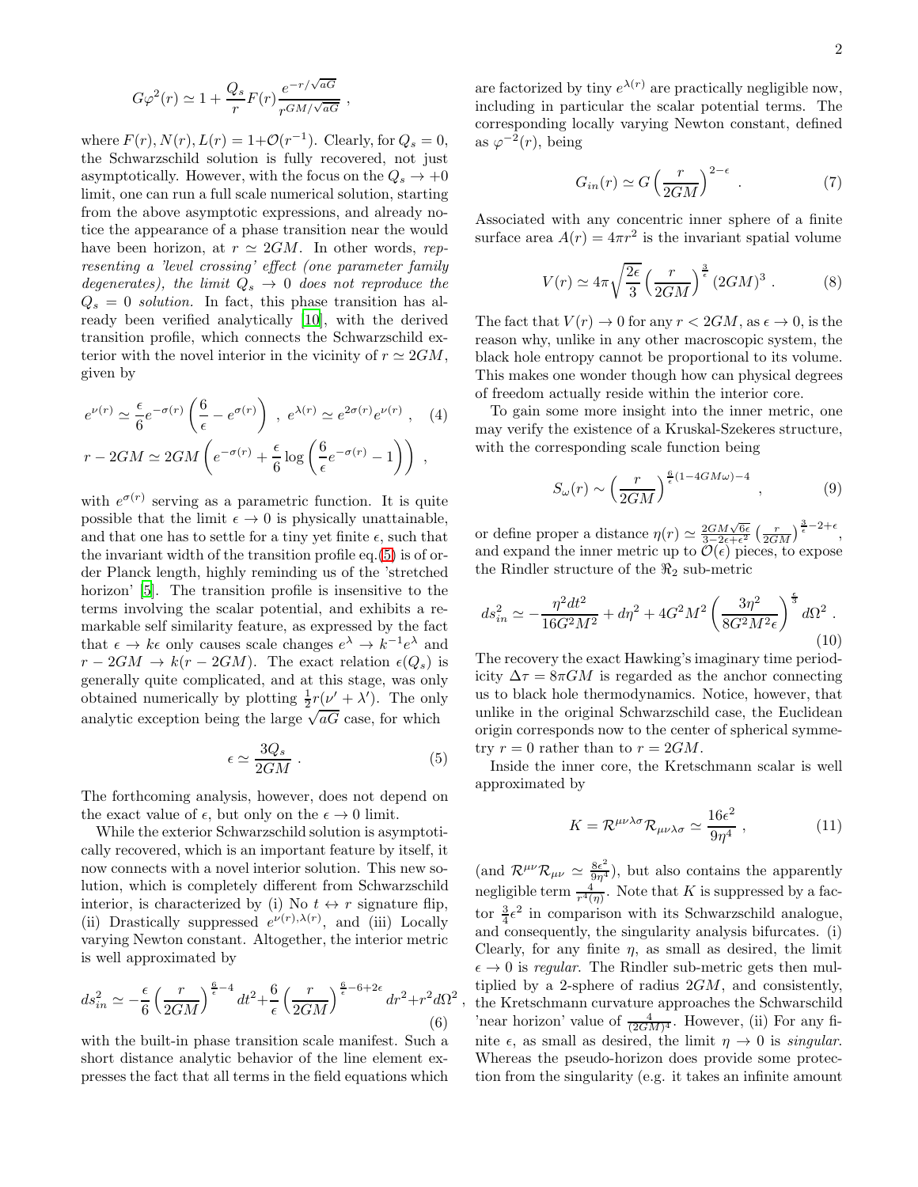$$G\varphi^2(r) \simeq 1 + \frac{Q_s}{r} F(r) \frac{e^{-r/\sqrt{aG}}}{r^{GM/\sqrt{aG}}} ,$$

where $F(r), N(r), L(r) = 1+\mathcal{O}(r^{-1})$. Clearly, for $Q_s = 0$, the Schwarzschild solution is fully recovered, not just asymptotically. However, with the focus on the $Q_s \to +0$ limit, one can run a full scale numerical solution, starting from the above asymptotic expressions, and already notice the appearance of a phase transition near the would have been horizon, at $r \simeq 2GM$. In other words, *representing a 'level crossing' effect (one parameter family degenerates), the limit $Q_s \to 0$ does not reproduce the $Q_s = 0$ solution.* In fact, this phase transition has already been verified analytically [10], with the derived transition profile, which connects the Schwarzschild exterior with the novel interior in the vicinity of $r \simeq 2GM$, given by

$$e^{\nu(r)} \simeq \frac{\epsilon}{6} e^{-\sigma(r)} \left( \frac{6}{\epsilon} - e^{\sigma(r)} \right) \ , \ e^{\lambda(r)} \simeq e^{2\sigma(r)} e^{\nu(r)} , \quad (4)$$

$$r - 2GM \simeq 2GM \left( e^{-\sigma(r)} + \frac{\epsilon}{6} \log\left( \frac{6}{\epsilon} e^{-\sigma(r)} - 1 \right) \right) ,$$

with $e^{\sigma(r)}$ serving as a parametric function. It is quite possible that the limit $\epsilon \to 0$ is physically unattainable, and that one has to settle for a tiny yet finite $\epsilon$, such that the invariant width of the transition profile eq.(5) is of order Planck length, highly reminding us of the 'stretched horizon' [5]. The transition profile is insensitive to the terms involving the scalar potential, and exhibits a remarkable self similarity feature, as expressed by the fact that $\epsilon \to k\epsilon$ only causes scale changes $e^{\lambda} \to k^{-1} e^{\lambda}$ and $r - 2GM \to k(r - 2GM)$. The exact relation $\epsilon(Q_s)$ is generally quite complicated, and at this stage, was only obtained numerically by plotting $\frac{1}{2} r(\nu' + \lambda')$. The only analytic exception being the large $\sqrt{aG}$ case, for which

$$\epsilon \simeq \frac{3Q_s}{2GM} . \quad (5)$$

The forthcoming analysis, however, does not depend on the exact value of $\epsilon$, but only on the $\epsilon \to 0$ limit.

While the exterior Schwarzschild solution is asymptotically recovered, which is an important feature by itself, it now connects with a novel interior solution. This new solution, which is completely different from Schwarzschild interior, is characterized by (i) No $t \leftrightarrow r$ signature flip, (ii) Drastically suppressed $e^{\nu(r),\lambda(r)}$, and (iii) Locally varying Newton constant. Altogether, the interior metric is well approximated by

$$ds^2_{in} \simeq -\frac{\epsilon}{6} \left( \frac{r}{2GM} \right)^{\frac{6}{\epsilon}-4} dt^2 + \frac{6}{\epsilon} \left( \frac{r}{2GM} \right)^{\frac{6}{\epsilon}-6+2\epsilon} dr^2 + r^2 d\Omega^2 , \quad (6)$$

with the built-in phase transition scale manifest. Such a short distance analytic behavior of the line element expresses the fact that all terms in the field equations which are factorized by tiny $e^{\lambda(r)}$ are practically negligible now, including in particular the scalar potential terms. The corresponding locally varying Newton constant, defined as $\varphi^{-2}(r)$, being

$$G_{in}(r) \simeq G \left( \frac{r}{2GM} \right)^{2-\epsilon} . \quad (7)$$

Associated with any concentric inner sphere of a finite surface area $A(r) = 4\pi r^2$ is the invariant spatial volume

$$V(r) \simeq 4\pi \sqrt{\frac{2\epsilon}{3}} \left( \frac{r}{2GM} \right)^{\frac{3}{\epsilon}} (2GM)^3 . \quad (8)$$

The fact that $V(r) \to 0$ for any $r < 2GM$, as $\epsilon \to 0$, is the reason why, unlike in any other macroscopic system, the black hole entropy cannot be proportional to its volume. This makes one wonder though how can physical degrees of freedom actually reside within the interior core.

To gain some more insight into the inner metric, one may verify the existence of a Kruskal-Szekeres structure, with the corresponding scale function being

$$S_\omega(r) \sim \left( \frac{r}{2GM} \right)^{\frac{6}{\epsilon}(1-4GM\omega)-4} , \quad (9)$$

or define proper a distance $\eta(r) \simeq \frac{2GM\sqrt{6\epsilon}}{3-2\epsilon+\epsilon^2} \left( \frac{r}{2GM} \right)^{\frac{3}{\epsilon}-2+\epsilon}$, and expand the inner metric up to $\mathcal{O}(\epsilon)$ pieces, to expose the Rindler structure of the $\Re_2$ sub-metric

$$ds^2_{in} \simeq -\frac{\eta^2 dt^2}{16G^2M^2} + d\eta^2 + 4G^2M^2 \left( \frac{3\eta^2}{8G^2M^2\epsilon} \right)^{\frac{\epsilon}{3}} d\Omega^2 . \quad (10)$$

The recovery the exact Hawking's imaginary time periodicity $\Delta\tau = 8\pi GM$ is regarded as the anchor connecting us to black hole thermodynamics. Notice, however, that unlike in the original Schwarzschild case, the Euclidean origin corresponds now to the center of spherical symmetry $r = 0$ rather than to $r = 2GM$.

Inside the inner core, the Kretschmann scalar is well approximated by

$$K = \mathcal{R}^{\mu\nu\lambda\sigma}\mathcal{R}_{\mu\nu\lambda\sigma} \simeq \frac{16\epsilon^2}{9\eta^4} , \quad (11)$$

(and $\mathcal{R}^{\mu\nu}\mathcal{R}_{\mu\nu} \simeq \frac{8\epsilon^2}{9\eta^4}$), but also contains the apparently negligible term $\frac{4}{r^4(\eta)}$. Note that $K$ is suppressed by a factor $\frac{3}{4}\epsilon^2$ in comparison with its Schwarzschild analogue, and consequently, the singularity analysis bifurcates. (i) Clearly, for any finite $\eta$, as small as desired, the limit $\epsilon \to 0$ is *regular*. The Rindler sub-metric gets then multiplied by a 2-sphere of radius $2GM$, and consistently, the Kretschmann curvature approaches the Schwarschild 'near horizon' value of $\frac{4}{(2GM)^4}$. However, (ii) For any finite $\epsilon$, as small as desired, the limit $\eta \to 0$ is *singular*. Whereas the pseudo-horizon does provide some protection from the singularity (e.g. it takes an infinite amount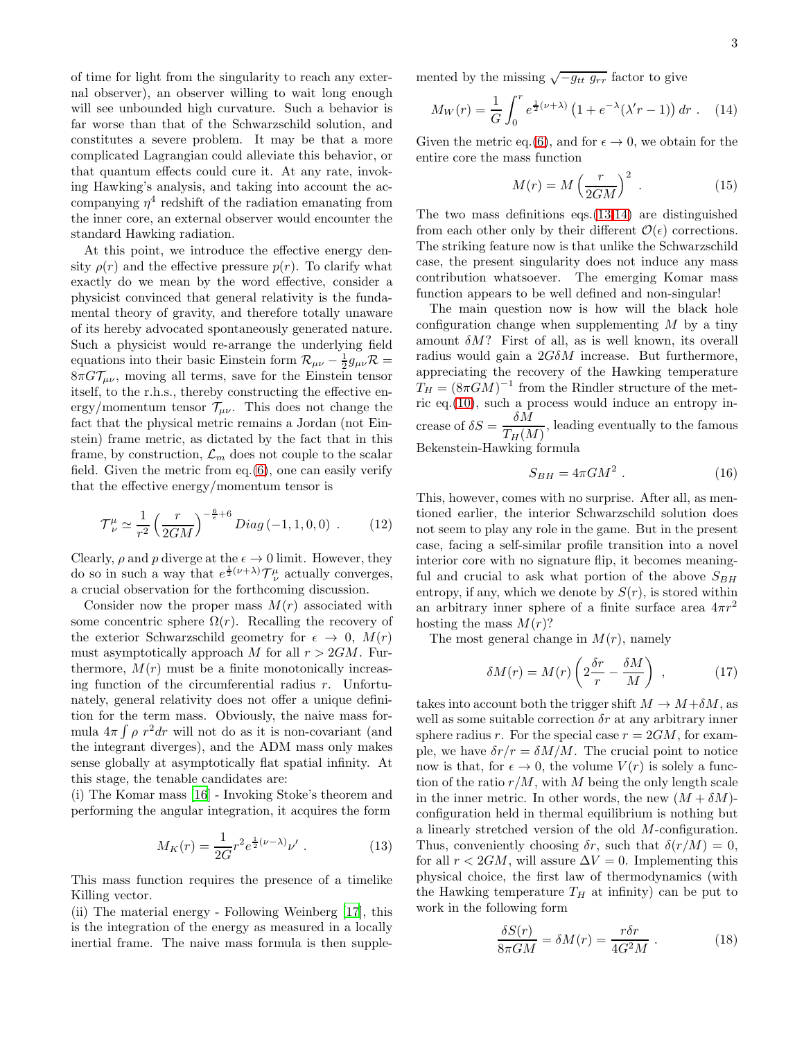of time for light from the singularity to reach any external observer), an observer willing to wait long enough will see unbounded high curvature. Such a behavior is far worse than that of the Schwarzschild solution, and constitutes a severe problem. It may be that a more complicated Lagrangian could alleviate this behavior, or that quantum effects could cure it. At any rate, invoking Hawking's analysis, and taking into account the accompanying $\eta^4$ redshift of the radiation emanating from the inner core, an external observer would encounter the standard Hawking radiation.

At this point, we introduce the effective energy density $\rho(r)$ and the effective pressure $p(r)$. To clarify what exactly do we mean by the word effective, consider a physicist convinced that general relativity is the fundamental theory of gravity, and therefore totally unaware of its hereby advocated spontaneously generated nature. Such a physicist would re-arrange the underlying field equations into their basic Einstein form $\mathcal{R}_{\mu\nu} - \frac{1}{2}g_{\mu\nu}\mathcal{R} = 8\pi G\mathcal{T}_{\mu\nu}$, moving all terms, save for the Einstein tensor itself, to the r.h.s., thereby constructing the effective energy/momentum tensor $\mathcal{T}_{\mu\nu}$. This does not change the fact that the physical metric remains a Jordan (not Einstein) frame metric, as dictated by the fact that in this frame, by construction, $\mathcal{L}_m$ does not couple to the scalar field. Given the metric from eq.(6), one can easily verify that the effective energy/momentum tensor is

$$\mathcal{T}^{\mu}_{\ \nu} \simeq \frac{1}{r^2}\left(\frac{r}{2GM}\right)^{-\frac{6}{\epsilon}+6} Diag\,(-1, 1, 0, 0) \ . \qquad (12)$$

Clearly, $\rho$ and $p$ diverge at the $\epsilon \to 0$ limit. However, they do so in such a way that $e^{\frac{1}{2}(\nu+\lambda)}\mathcal{T}^{\mu}_{\ \nu}$ actually converges, a crucial observation for the forthcoming discussion.

Consider now the proper mass $M(r)$ associated with some concentric sphere $\Omega(r)$. Recalling the recovery of the exterior Schwarzschild geometry for $\epsilon \to 0$, $M(r)$ must asymptotically approach $M$ for all $r > 2GM$. Furthermore, $M(r)$ must be a finite monotonically increasing function of the circumferential radius $r$. Unfortunately, general relativity does not offer a unique definition for the term mass. Obviously, the naive mass formula $4\pi \int \rho\, r^2 dr$ will not do as it is non-covariant (and the integrant diverges), and the ADM mass only makes sense globally at asymptotically flat spatial infinity. At this stage, the tenable candidates are:

(i) The Komar mass [16] - Invoking Stoke's theorem and performing the angular integration, it acquires the form

$$M_K(r) = \frac{1}{2G} r^2 e^{\frac{1}{2}(\nu-\lambda)}\nu' \ . \qquad (13)$$

This mass function requires the presence of a timelike Killing vector.

(ii) The material energy - Following Weinberg [17], this is the integration of the energy as measured in a locally inertial frame. The naive mass formula is then supplemented by the missing $\sqrt{-g_{tt}\, g_{rr}}$ factor to give

$$M_W(r) = \frac{1}{G}\int_0^r e^{\frac{1}{2}(\nu+\lambda)}\left(1 + e^{-\lambda}(\lambda' r - 1)\right) dr \ . \qquad (14)$$

Given the metric eq.(6), and for $\epsilon \to 0$, we obtain for the entire core the mass function

$$M(r) = M\left(\frac{r}{2GM}\right)^2 \ . \qquad (15)$$

The two mass definitions eqs.(13,14) are distinguished from each other only by their different $\mathcal{O}(\epsilon)$ corrections. The striking feature now is that unlike the Schwarzschild case, the present singularity does not induce any mass contribution whatsoever. The emerging Komar mass function appears to be well defined and non-singular!

The main question now is how will the black hole configuration change when supplementing $M$ by a tiny amount $\delta M$? First of all, as is well known, its overall radius would gain a $2G\delta M$ increase. But furthermore, appreciating the recovery of the Hawking temperature $T_H = (8\pi GM)^{-1}$ from the Rindler structure of the metric eq.(10), such a process would induce an entropy increase of $\delta S = \dfrac{\delta M}{T_H(M)}$, leading eventually to the famous Bekenstein-Hawking formula

$$S_{BH} = 4\pi GM^2 \ . \qquad (16)$$

This, however, comes with no surprise. After all, as mentioned earlier, the interior Schwarzschild solution does not seem to play any role in the game. But in the present case, facing a self-similar profile transition into a novel interior core with no signature flip, it becomes meaningful and crucial to ask what portion of the above $S_{BH}$ entropy, if any, which we denote by $S(r)$, is stored within an arbitrary inner sphere of a finite surface area $4\pi r^2$ hosting the mass $M(r)$?

The most general change in $M(r)$, namely

$$\delta M(r) = M(r)\left(2\frac{\delta r}{r} - \frac{\delta M}{M}\right) \ , \qquad (17)$$

takes into account both the trigger shift $M \to M + \delta M$, as well as some suitable correction $\delta r$ at any arbitrary inner sphere radius $r$. For the special case $r = 2GM$, for example, we have $\delta r/r = \delta M/M$. The crucial point to notice now is that, for $\epsilon \to 0$, the volume $V(r)$ is solely a function of the ratio $r/M$, with $M$ being the only length scale in the inner metric. In other words, the new $(M + \delta M)$-configuration held in thermal equilibrium is nothing but a linearly stretched version of the old $M$-configuration. Thus, conveniently choosing $\delta r$, such that $\delta(r/M) = 0$, for all $r < 2GM$, will assure $\Delta V = 0$. Implementing this physical choice, the first law of thermodynamics (with the Hawking temperature $T_H$ at infinity) can be put to work in the following form

$$\frac{\delta S(r)}{8\pi GM} = \delta M(r) = \frac{r\delta r}{4G^2 M} \ . \qquad (18)$$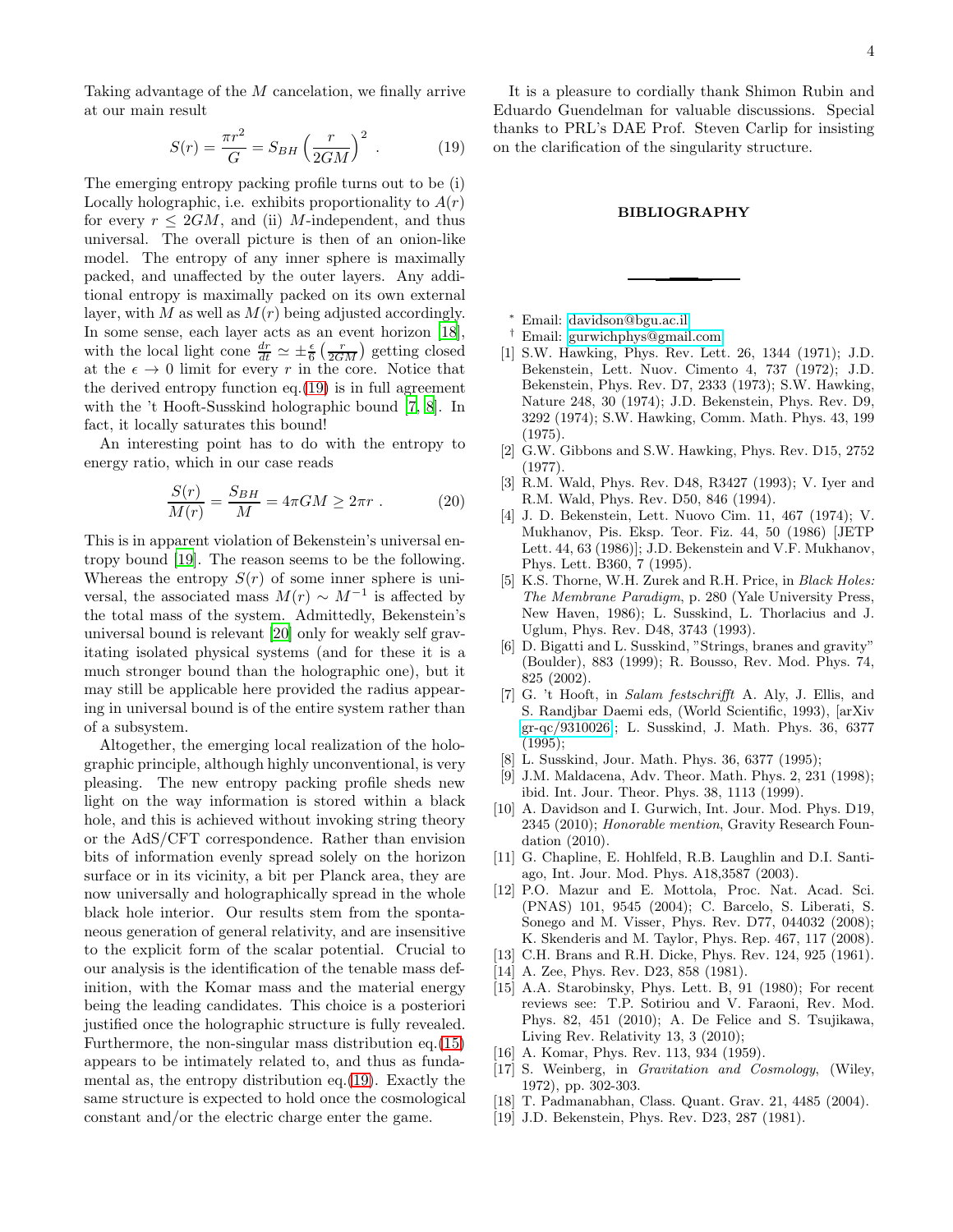Taking advantage of the $M$ cancelation, we finally arrive at our main result

$$S(r) = \frac{\pi r^2}{G} = S_{BH}\left(\frac{r}{2GM}\right)^2 . \tag{19}$$

The emerging entropy packing profile turns out to be (i) Locally holographic, i.e. exhibits proportionality to $A(r)$ for every $r \leq 2GM$, and (ii) $M$-independent, and thus universal. The overall picture is then of an onion-like model. The entropy of any inner sphere is maximally packed, and unaffected by the outer layers. Any additional entropy is maximally packed on its own external layer, with $M$ as well as $M(r)$ being adjusted accordingly. In some sense, each layer acts as an event horizon [18], with the local light cone $\frac{dr}{dt} \simeq \pm\frac{\epsilon}{6}\left(\frac{r}{2GM}\right)$ getting closed at the $\epsilon \to 0$ limit for every $r$ in the core. Notice that the derived entropy function eq.(19) is in full agreement with the 't Hooft-Susskind holographic bound [7, 8]. In fact, it locally saturates this bound!

An interesting point has to do with the entropy to energy ratio, which in our case reads

$$\frac{S(r)}{M(r)} = \frac{S_{BH}}{M} = 4\pi GM \geq 2\pi r . \tag{20}$$

This is in apparent violation of Bekenstein's universal entropy bound [19]. The reason seems to be the following. Whereas the entropy $S(r)$ of some inner sphere is universal, the associated mass $M(r) \sim M^{-1}$ is affected by the total mass of the system. Admittedly, Bekenstein's universal bound is relevant [20] only for weakly self gravitating isolated physical systems (and for these it is a much stronger bound than the holographic one), but it may still be applicable here provided the radius appearing in universal bound is of the entire system rather than of a subsystem.

Altogether, the emerging local realization of the holographic principle, although highly unconventional, is very pleasing. The new entropy packing profile sheds new light on the way information is stored within a black hole, and this is achieved without invoking string theory or the AdS/CFT correspondence. Rather than envision bits of information evenly spread solely on the horizon surface or in its vicinity, a bit per Planck area, they are now universally and holographically spread in the whole black hole interior. Our results stem from the spontaneous generation of general relativity, and are insensitive to the explicit form of the scalar potential. Crucial to our analysis is the identification of the tenable mass definition, with the Komar mass and the material energy being the leading candidates. This choice is a posteriori justified once the holographic structure is fully revealed. Furthermore, the non-singular mass distribution eq.(15) appears to be intimately related to, and thus as fundamental as, the entropy distribution eq.(19). Exactly the same structure is expected to hold once the cosmological constant and/or the electric charge enter the game.

It is a pleasure to cordially thank Shimon Rubin and Eduardo Guendelman for valuable discussions. Special thanks to PRL's DAE Prof. Steven Carlip for insisting on the clarification of the singularity structure.

## BIBLIOGRAPHY

---

\* Email: davidson@bgu.ac.il

† Email: gurwichphys@gmail.com

[1] S.W. Hawking, Phys. Rev. Lett. 26, 1344 (1971); J.D. Bekenstein, Lett. Nuov. Cimento 4, 737 (1972); J.D. Bekenstein, Phys. Rev. D7, 2333 (1973); S.W. Hawking, Nature 248, 30 (1974); J.D. Bekenstein, Phys. Rev. D9, 3292 (1974); S.W. Hawking, Comm. Math. Phys. 43, 199 (1975).

[2] G.W. Gibbons and S.W. Hawking, Phys. Rev. D15, 2752 (1977).

[3] R.M. Wald, Phys. Rev. D48, R3427 (1993); V. Iyer and R.M. Wald, Phys. Rev. D50, 846 (1994).

[4] J. D. Bekenstein, Lett. Nuovo Cim. 11, 467 (1974); V. Mukhanov, Pis. Eksp. Teor. Fiz. 44, 50 (1986) [JETP Lett. 44, 63 (1986)]; J.D. Bekenstein and V.F. Mukhanov, Phys. Lett. B360, 7 (1995).

[5] K.S. Thorne, W.H. Zurek and R.H. Price, in *Black Holes: The Membrane Paradigm*, p. 280 (Yale University Press, New Haven, 1986); L. Susskind, L. Thorlacius and J. Uglum, Phys. Rev. D48, 3743 (1993).

[6] D. Bigatti and L. Susskind, "Strings, branes and gravity" (Boulder), 883 (1999); R. Bousso, Rev. Mod. Phys. 74, 825 (2002).

[7] G. 't Hooft, in *Salam festschrifft* A. Aly, J. Ellis, and S. Randjbar Daemi eds, (World Scientific, 1993), [arXiv gr-qc/9310026]; L. Susskind, J. Math. Phys. 36, 6377 (1995);

[8] L. Susskind, Jour. Math. Phys. 36, 6377 (1995);

[9] J.M. Maldacena, Adv. Theor. Math. Phys. 2, 231 (1998); ibid. Int. Jour. Theor. Phys. 38, 1113 (1999).

[10] A. Davidson and I. Gurwich, Int. Jour. Mod. Phys. D19, 2345 (2010); *Honorable mention*, Gravity Research Foundation (2010).

[11] G. Chapline, E. Hohlfeld, R.B. Laughlin and D.I. Santiago, Int. Jour. Mod. Phys. A18,3587 (2003).

[12] P.O. Mazur and E. Mottola, Proc. Nat. Acad. Sci. (PNAS) 101, 9545 (2004); C. Barcelo, S. Liberati, S. Sonego and M. Visser, Phys. Rev. D77, 044032 (2008); K. Skenderis and M. Taylor, Phys. Rep. 467, 117 (2008).

[13] C.H. Brans and R.H. Dicke, Phys. Rev. 124, 925 (1961).

[14] A. Zee, Phys. Rev. D23, 858 (1981).

[15] A.A. Starobinsky, Phys. Lett. B, 91 (1980); For recent reviews see: T.P. Sotiriou and V. Faraoni, Rev. Mod. Phys. 82, 451 (2010); A. De Felice and S. Tsujikawa, Living Rev. Relativity 13, 3 (2010);

[16] A. Komar, Phys. Rev. 113, 934 (1959).

[17] S. Weinberg, in *Gravitation and Cosmology*, (Wiley, 1972), pp. 302-303.

[18] T. Padmanabhan, Class. Quant. Grav. 21, 4485 (2004).

[19] J.D. Bekenstein, Phys. Rev. D23, 287 (1981).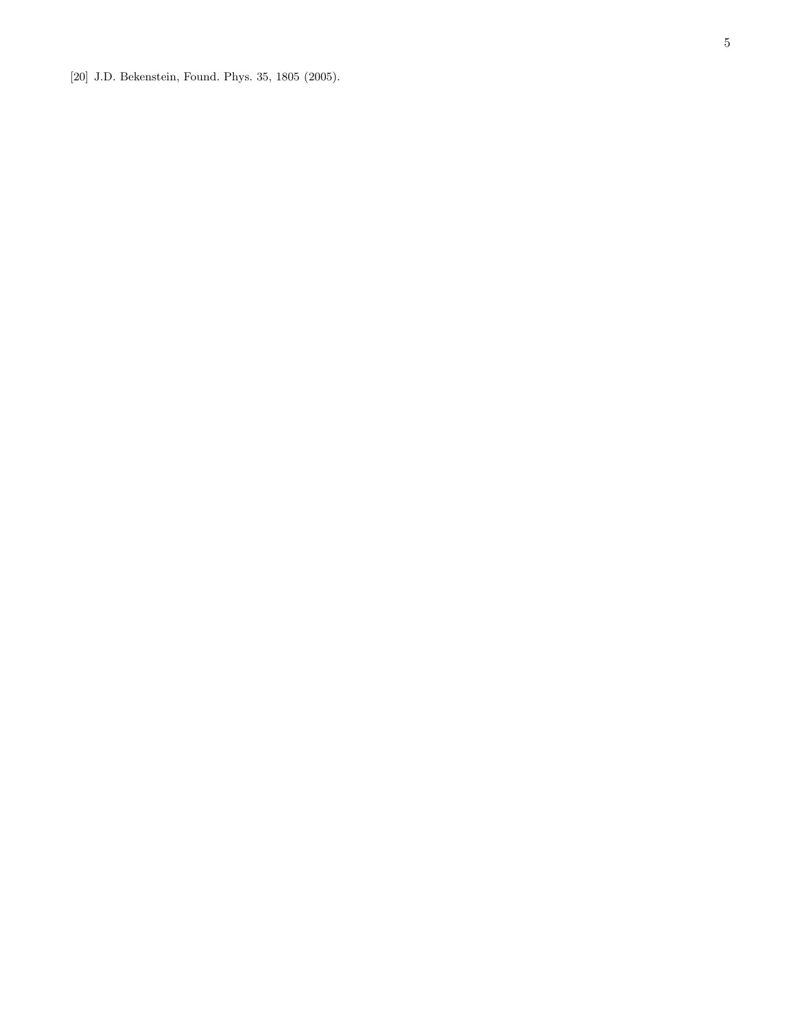[20] J.D. Bekenstein, Found. Phys. 35, 1805 (2005).